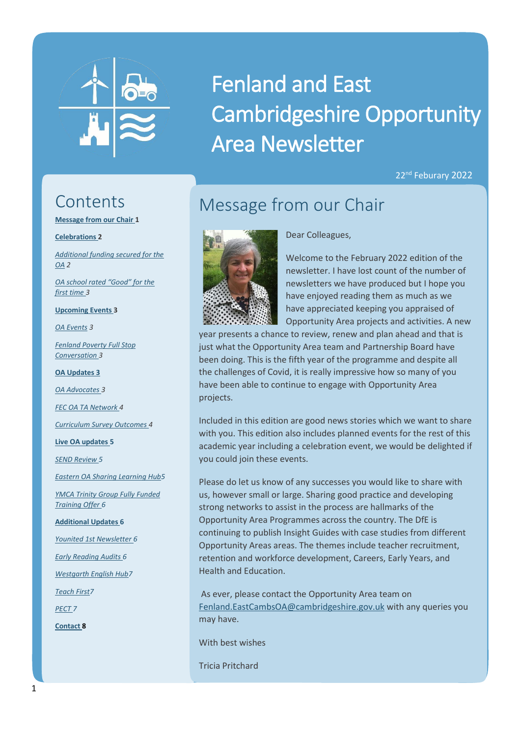# Fenland and East Cambridgeshire Opportunity Area Newsletter

22nd Feburary 2022

## Contents

**Message from our Chair 1**

**Celebrations 2**

*Additional funding secured for the OA 2*

*OA school rated "Good" for the first time 3*

**Upcoming Events 3**

*OA Events 3*

*Fenland Poverty Full Stop Conversation 3*

**OA Updates 3**

*OA Advocates 3*

*FEC OA TA Network 4*

*Curriculum Survey Outcomes 4*

**Live OA updates 5**

*SEND Review 5*

*Eastern OA Sharing Learning Hub5*

*YMCA Trinity Group Fully Funded Training Offer 6*

**Additional Updates 6**

*Younited 1st Newsletter 6*

*Early Reading Audits 6*

*Westgarth English Hub7*

*Teach First7*

*PECT 7*

**Contact 8**

## Message from our Chair

Dear Colleagues,

Welcome to the February 2022 edition of the newsletter. I have lost count of the number of newsletters we have produced but I hope you have enjoyed reading them as much as we have appreciated keeping you appraised of Opportunity Area projects and activities. A new year presents a chance to review, renew and plan ahead and that is just what the Opportunity Area team and Partnership Board have been doing. This is the fifth year of the programme and despite all the challenges of Covid, it is really impressive how so many of you have been able to continue to engage with Opportunity Area projects.

Included in this edition are good news stories which we want to share with you. This edition also includes planned events for the rest of this academic year including a celebration event, we would be delighted if you could join these events.

Please do let us know of any successes you would like to share with us, however small or large. Sharing good practice and developing strong networks to assist in the process are hallmarks of the Opportunity Area Programmes across the country. The DfE is continuing to publish Insight Guides with case studies from different Opportunity Areas areas. The themes include teacher recruitment, retention and workforce development, Careers, Early Years, and Health and Education.

As ever, please contact the Opportunity Area team on Fenland.EastCambsOA@cambridgeshire.gov.uk with any queries you may have.

With best wishes

Tricia Pritchard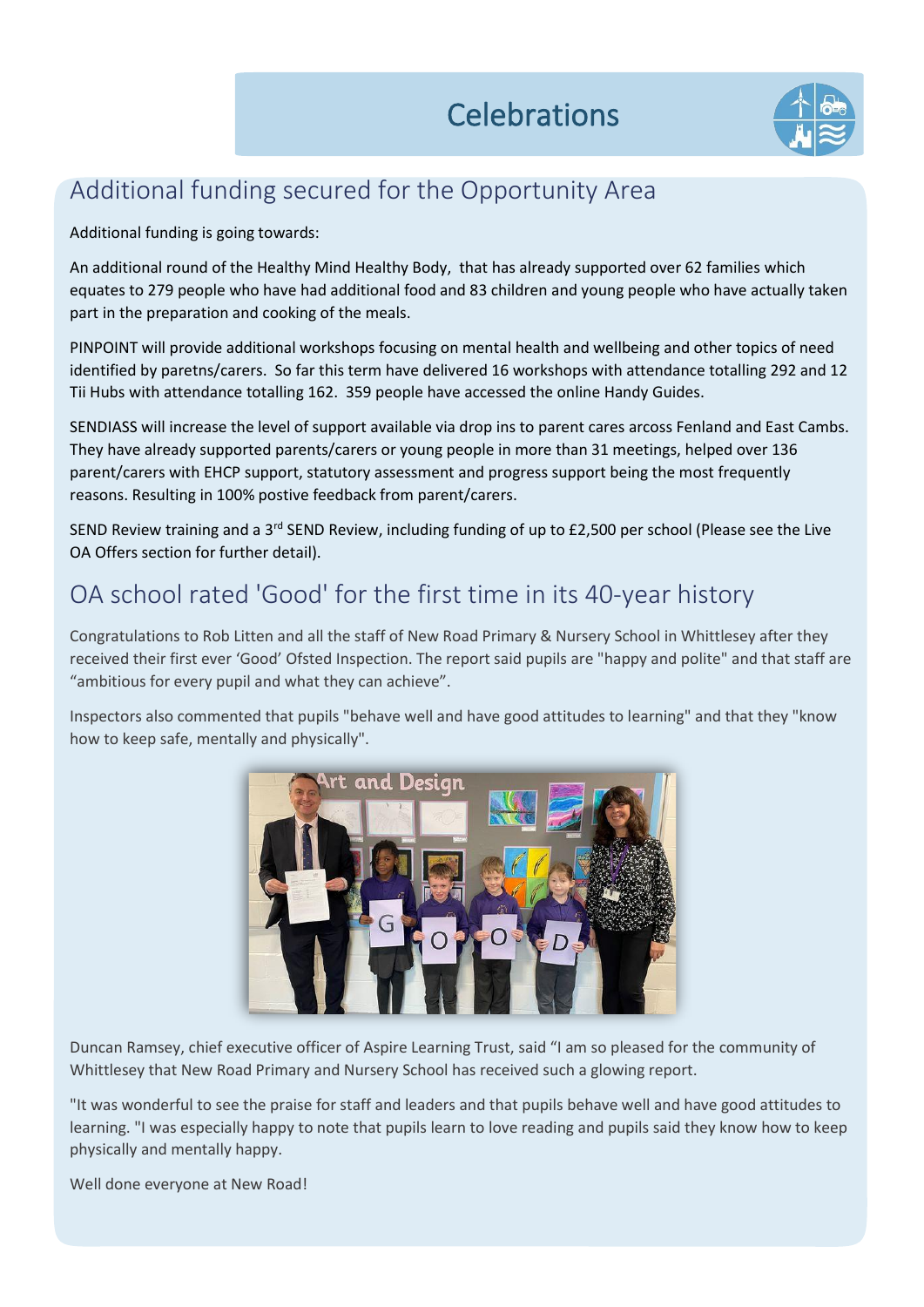# Celebrations

## Additional funding secured for the Opportunity Area

Additional funding is going towards:

An additional round of the Healthy Mind Healthy Body, that has already supported over 62 families which equates to 279 people who have had additional food and 83 children and young people who have actually taken part in the preparation and cooking of the meals.

PINPOINT will provide additional workshops focusing on mental health and wellbeing and other topics of need identified by paretns/carers. So far this term have delivered 16 workshops with attendance totalling 292 and 12 Tii Hubs with attendance totalling 162. 359 people have accessed the online Handy Guides.

SENDIASS will increase the level of support available via drop ins to parent cares arcoss Fenland and East Cambs. They have already supported parents/carers or young people in more than 31 meetings, helped over 136 parent/carers with EHCP support, statutory assessment and progress support being the most frequently reasons. Resulting in 100% postive feedback from parent/carers.

SEND Review training and a 3rd SEND Review, including funding of up to £2,500 per school (Please see the Live OA Offers section for further detail).

## OA school rated 'Good' for the first time in its 40-year history

Congratulations to Rob Litten and all the staff of New Road Primary & Nursery School in Whittlesey after they received their first ever 'Good' Ofsted Inspection. The report said pupils are "happy and polite" and that staff are "ambitious for every pupil and what they can achieve".

Inspectors also commented that pupils "behave well and have good attitudes to learning" and that they "know how to keep safe, mentally and physically".

Duncan Ramsey, chief executive officer of Aspire Learning Trust, said "I am so pleased for the community of Whittlesey that New Road Primary and Nursery School has received such a glowing report.

"It was wonderful to see the praise for staff and leaders and that pupils behave well and have good attitudes to learning. "I was especially happy to note that pupils learn to love reading and pupils said they know how to keep physically and mentally happy.

Well done everyone at New Road!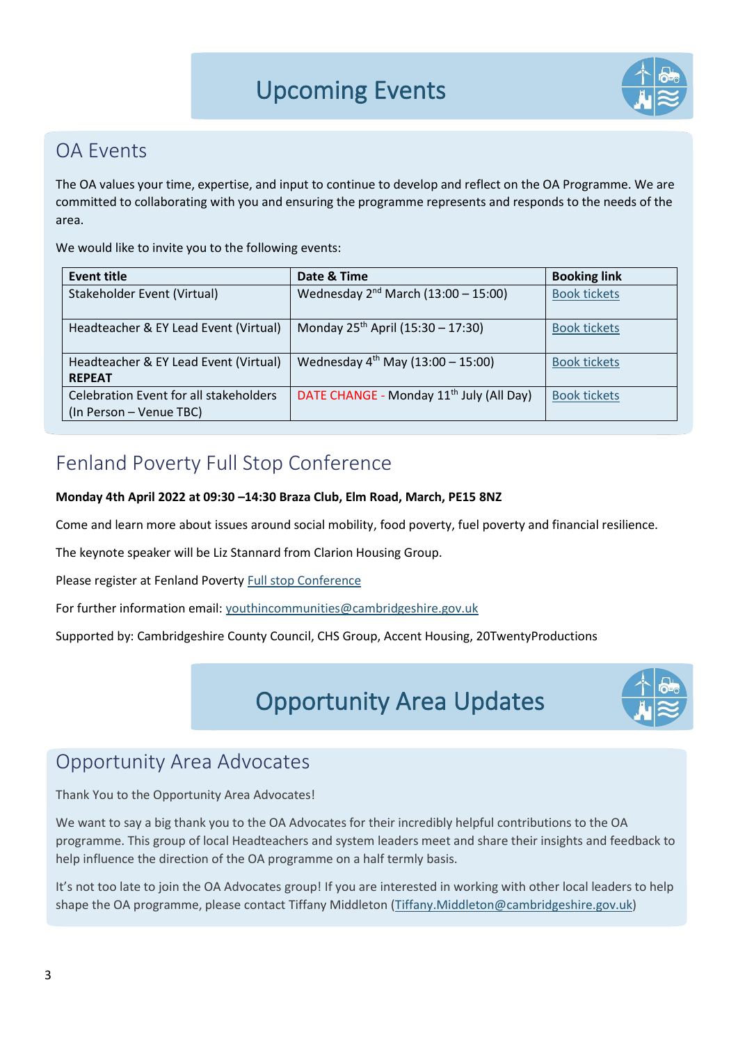# Upcoming Events

## OA Events

The OA values your time, expertise, and input to continue to develop and reflect on the OA Programme. We are committed to collaborating with you and ensuring the programme represents and responds to the needs of the area.

We would like to invite you to the following events:

| Event title | Date & Time | Booking link |
|---|---|---|
| Stakeholder Event (Virtual) | Wednesday 2nd March (13:00 – 15:00) | Book tickets |
| Headteacher & EY Lead Event (Virtual) | Monday 25th April (15:30 – 17:30) | Book tickets |
| Headteacher & EY Lead Event (Virtual) **REPEAT** | Wednesday 4th May (13:00 – 15:00) | Book tickets |
| Celebration Event for all stakeholders (In Person – Venue TBC) | DATE CHANGE - Monday 11th July (All Day) | Book tickets |

## Fenland Poverty Full Stop Conference

**Monday 4th April 2022 at 09:30 –14:30 Braza Club, Elm Road, March, PE15 8NZ**

Come and learn more about issues around social mobility, food poverty, fuel poverty and financial resilience.

The keynote speaker will be Liz Stannard from Clarion Housing Group.

Please register at Fenland Poverty Full stop Conference

For further information email: youthincommunities@cambridgeshire.gov.uk

Supported by: Cambridgeshire County Council, CHS Group, Accent Housing, 20TwentyProductions

# Opportunity Area Updates

## Opportunity Area Advocates

Thank You to the Opportunity Area Advocates!

We want to say a big thank you to the OA Advocates for their incredibly helpful contributions to the OA programme. This group of local Headteachers and system leaders meet and share their insights and feedback to help influence the direction of the OA programme on a half termly basis.

It's not too late to join the OA Advocates group! If you are interested in working with other local leaders to help shape the OA programme, please contact Tiffany Middleton (Tiffany.Middleton@cambridgeshire.gov.uk)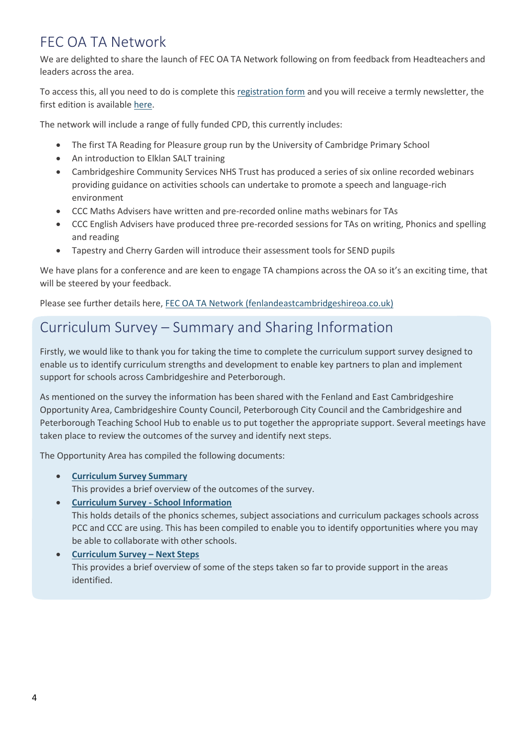## FEC OA TA Network

We are delighted to share the launch of FEC OA TA Network following on from feedback from Headteachers and leaders across the area.

To access this, all you need to do is complete this registration form and you will receive a termly newsletter, the first edition is available here.

The network will include a range of fully funded CPD, this currently includes:

- The first TA Reading for Pleasure group run by the University of Cambridge Primary School
- An introduction to Elklan SALT training
- Cambridgeshire Community Services NHS Trust has produced a series of six online recorded webinars providing guidance on activities schools can undertake to promote a speech and language-rich environment
- CCC Maths Advisers have written and pre-recorded online maths webinars for TAs
- CCC English Advisers have produced three pre-recorded sessions for TAs on writing, Phonics and spelling and reading
- Tapestry and Cherry Garden will introduce their assessment tools for SEND pupils

We have plans for a conference and are keen to engage TA champions across the OA so it's an exciting time, that will be steered by your feedback.

Please see further details here, FEC OA TA Network (fenlandeastcambridgeshireoa.co.uk)

## Curriculum Survey – Summary and Sharing Information

Firstly, we would like to thank you for taking the time to complete the curriculum support survey designed to enable us to identify curriculum strengths and development to enable key partners to plan and implement support for schools across Cambridgeshire and Peterborough.

As mentioned on the survey the information has been shared with the Fenland and East Cambridgeshire Opportunity Area, Cambridgeshire County Council, Peterborough City Council and the Cambridgeshire and Peterborough Teaching School Hub to enable us to put together the appropriate support. Several meetings have taken place to review the outcomes of the survey and identify next steps.

The Opportunity Area has compiled the following documents:

- **Curriculum Survey Summary**
  This provides a brief overview of the outcomes of the survey.
- **Curriculum Survey - School Information**
  This holds details of the phonics schemes, subject associations and curriculum packages schools across PCC and CCC are using. This has been compiled to enable you to identify opportunities where you may be able to collaborate with other schools.
- **Curriculum Survey – Next Steps**
  This provides a brief overview of some of the steps taken so far to provide support in the areas identified.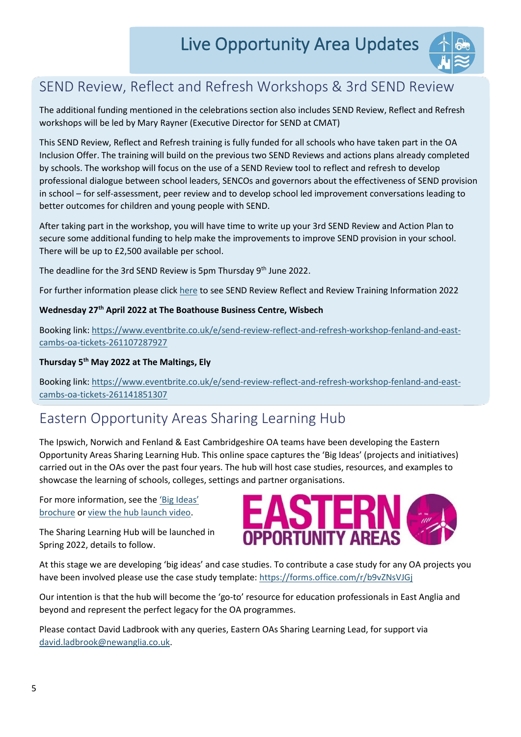# Live Opportunity Area Updates

## SEND Review, Reflect and Refresh Workshops & 3rd SEND Review

The additional funding mentioned in the celebrations section also includes SEND Review, Reflect and Refresh workshops will be led by Mary Rayner (Executive Director for SEND at CMAT)

This SEND Review, Reflect and Refresh training is fully funded for all schools who have taken part in the OA Inclusion Offer. The training will build on the previous two SEND Reviews and actions plans already completed by schools. The workshop will focus on the use of a SEND Review tool to reflect and refresh to develop professional dialogue between school leaders, SENCOs and governors about the effectiveness of SEND provision in school – for self-assessment, peer review and to develop school led improvement conversations leading to better outcomes for children and young people with SEND.

After taking part in the workshop, you will have time to write up your 3rd SEND Review and Action Plan to secure some additional funding to help make the improvements to improve SEND provision in your school. There will be up to £2,500 available per school.

The deadline for the 3rd SEND Review is 5pm Thursday 9th June 2022.

For further information please click here to see SEND Review Reflect and Review Training Information 2022

**Wednesday 27th April 2022 at The Boathouse Business Centre, Wisbech**

Booking link: https://www.eventbrite.co.uk/e/send-review-reflect-and-refresh-workshop-fenland-and-east-cambs-oa-tickets-261107287927

**Thursday 5th May 2022 at The Maltings, Ely**

Booking link: https://www.eventbrite.co.uk/e/send-review-reflect-and-refresh-workshop-fenland-and-east-cambs-oa-tickets-261141851307

## Eastern Opportunity Areas Sharing Learning Hub

The Ipswich, Norwich and Fenland & East Cambridgeshire OA teams have been developing the Eastern Opportunity Areas Sharing Learning Hub. This online space captures the 'Big Ideas' (projects and initiatives) carried out in the OAs over the past four years. The hub will host case studies, resources, and examples to showcase the learning of schools, colleges, settings and partner organisations.

For more information, see the 'Big Ideas' brochure or view the hub launch video.

The Sharing Learning Hub will be launched in Spring 2022, details to follow.

At this stage we are developing 'big ideas' and case studies. To contribute a case study for any OA projects you have been involved please use the case study template: https://forms.office.com/r/b9vZNsVJGj

Our intention is that the hub will become the 'go-to' resource for education professionals in East Anglia and beyond and represent the perfect legacy for the OA programmes.

Please contact David Ladbrook with any queries, Eastern OAs Sharing Learning Lead, for support via david.ladbrook@newanglia.co.uk.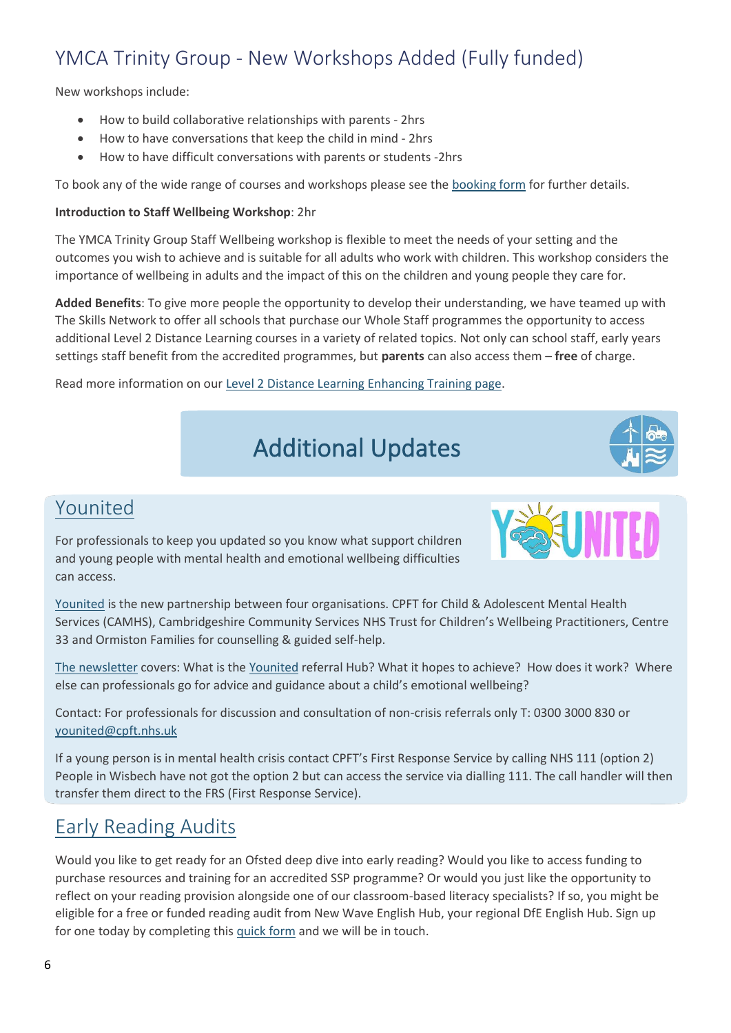## YMCA Trinity Group - New Workshops Added (Fully funded)

New workshops include:

- How to build collaborative relationships with parents - 2hrs
- How to have conversations that keep the child in mind - 2hrs
- How to have difficult conversations with parents or students -2hrs

To book any of the wide range of courses and workshops please see the booking form for further details.

**Introduction to Staff Wellbeing Workshop**: 2hr

The YMCA Trinity Group Staff Wellbeing workshop is flexible to meet the needs of your setting and the outcomes you wish to achieve and is suitable for all adults who work with children. This workshop considers the importance of wellbeing in adults and the impact of this on the children and young people they care for.

**Added Benefits**: To give more people the opportunity to develop their understanding, we have teamed up with The Skills Network to offer all schools that purchase our Whole Staff programmes the opportunity to access additional Level 2 Distance Learning courses in a variety of related topics. Not only can school staff, early years settings staff benefit from the accredited programmes, but **parents** can also access them – **free** of charge.

Read more information on our Level 2 Distance Learning Enhancing Training page.

# Additional Updates

## Younited

For professionals to keep you updated so you know what support children and young people with mental health and emotional wellbeing difficulties can access.

Younited is the new partnership between four organisations. CPFT for Child & Adolescent Mental Health Services (CAMHS), Cambridgeshire Community Services NHS Trust for Children's Wellbeing Practitioners, Centre 33 and Ormiston Families for counselling & guided self-help.

The newsletter covers: What is the Younited referral Hub? What it hopes to achieve? How does it work? Where else can professionals go for advice and guidance about a child's emotional wellbeing?

Contact: For professionals for discussion and consultation of non-crisis referrals only T: 0300 3000 830 or younited@cpft.nhs.uk

If a young person is in mental health crisis contact CPFT's First Response Service by calling NHS 111 (option 2) People in Wisbech have not got the option 2 but can access the service via dialling 111. The call handler will then transfer them direct to the FRS (First Response Service).

## Early Reading Audits

Would you like to get ready for an Ofsted deep dive into early reading? Would you like to access funding to purchase resources and training for an accredited SSP programme? Or would you just like the opportunity to reflect on your reading provision alongside one of our classroom-based literacy specialists? If so, you might be eligible for a free or funded reading audit from New Wave English Hub, your regional DfE English Hub. Sign up for one today by completing this quick form and we will be in touch.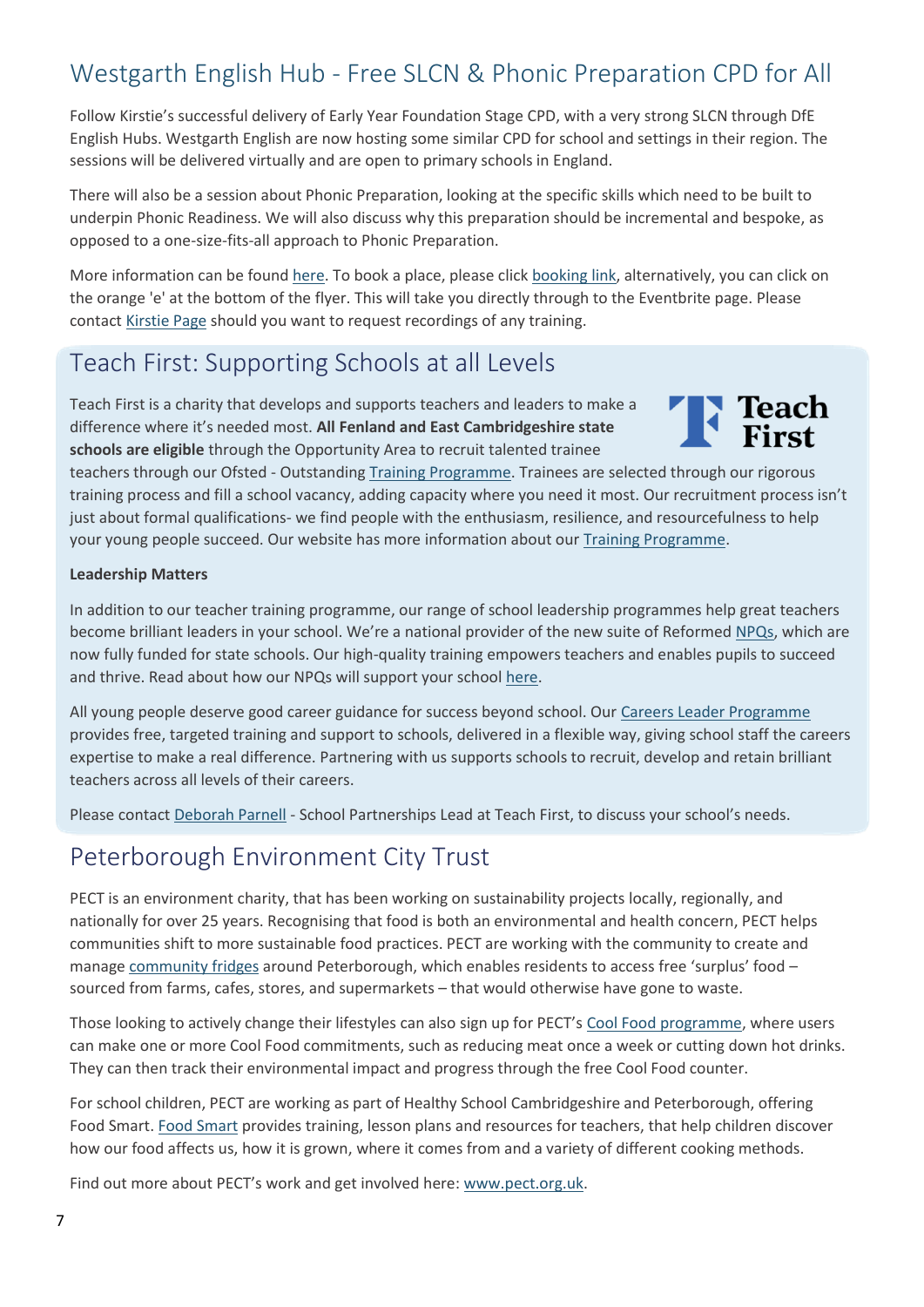## Westgarth English Hub - Free SLCN & Phonic Preparation CPD for All

Follow Kirstie's successful delivery of Early Year Foundation Stage CPD, with a very strong SLCN through DfE English Hubs. Westgarth English are now hosting some similar CPD for school and settings in their region. The sessions will be delivered virtually and are open to primary schools in England.

There will also be a session about Phonic Preparation, looking at the specific skills which need to be built to underpin Phonic Readiness. We will also discuss why this preparation should be incremental and bespoke, as opposed to a one-size-fits-all approach to Phonic Preparation.

More information can be found here. To book a place, please click booking link, alternatively, you can click on the orange 'e' at the bottom of the flyer. This will take you directly through to the Eventbrite page. Please contact Kirstie Page should you want to request recordings of any training.

## Teach First: Supporting Schools at all Levels

Teach First is a charity that develops and supports teachers and leaders to make a difference where it's needed most. **All Fenland and East Cambridgeshire state schools are eligible** through the Opportunity Area to recruit talented trainee teachers through our Ofsted - Outstanding Training Programme. Trainees are selected through our rigorous training process and fill a school vacancy, adding capacity where you need it most. Our recruitment process isn't just about formal qualifications- we find people with the enthusiasm, resilience, and resourcefulness to help your young people succeed. Our website has more information about our Training Programme.

**Leadership Matters**

In addition to our teacher training programme, our range of school leadership programmes help great teachers become brilliant leaders in your school. We're a national provider of the new suite of Reformed NPQs, which are now fully funded for state schools. Our high-quality training empowers teachers and enables pupils to succeed and thrive. Read about how our NPQs will support your school here.

All young people deserve good career guidance for success beyond school. Our Careers Leader Programme provides free, targeted training and support to schools, delivered in a flexible way, giving school staff the careers expertise to make a real difference. Partnering with us supports schools to recruit, develop and retain brilliant teachers across all levels of their careers.

Please contact Deborah Parnell - School Partnerships Lead at Teach First, to discuss your school's needs.

## Peterborough Environment City Trust

PECT is an environment charity, that has been working on sustainability projects locally, regionally, and nationally for over 25 years. Recognising that food is both an environmental and health concern, PECT helps communities shift to more sustainable food practices. PECT are working with the community to create and manage community fridges around Peterborough, which enables residents to access free 'surplus' food – sourced from farms, cafes, stores, and supermarkets – that would otherwise have gone to waste.

Those looking to actively change their lifestyles can also sign up for PECT's Cool Food programme, where users can make one or more Cool Food commitments, such as reducing meat once a week or cutting down hot drinks. They can then track their environmental impact and progress through the free Cool Food counter.

For school children, PECT are working as part of Healthy School Cambridgeshire and Peterborough, offering Food Smart. Food Smart provides training, lesson plans and resources for teachers, that help children discover how our food affects us, how it is grown, where it comes from and a variety of different cooking methods.

Find out more about PECT's work and get involved here: www.pect.org.uk.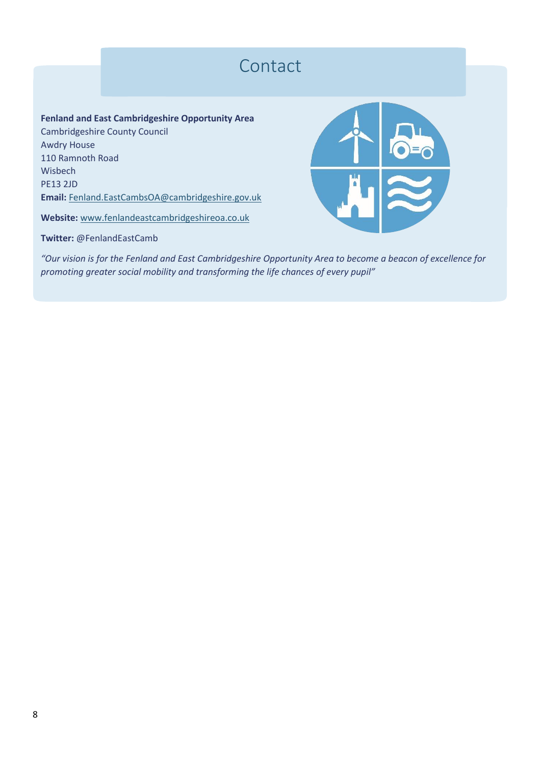# Contact

**Fenland and East Cambridgeshire Opportunity Area**
Cambridgeshire County Council
Awdry House
110 Ramnoth Road
Wisbech
PE13 2JD
**Email:** Fenland.EastCambsOA@cambridgeshire.gov.uk

**Website:** www.fenlandeastcambridgeshireoa.co.uk

**Twitter:** @FenlandEastCamb

*"Our vision is for the Fenland and East Cambridgeshire Opportunity Area to become a beacon of excellence for promoting greater social mobility and transforming the life chances of every pupil"*